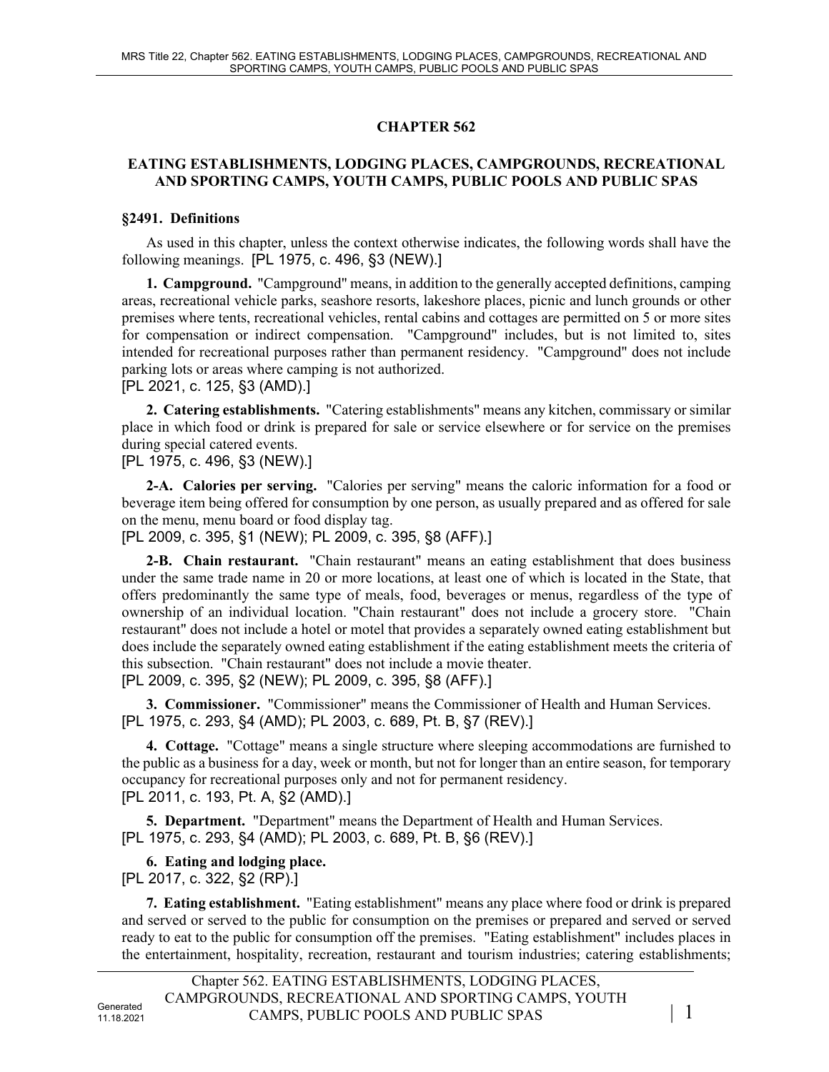# CHAPTER 562

## EATING ESTABLISHMENTS, LODGING PLACES, CAMPGROUNDS, RECREATIONAL AND SPORTING CAMPS, YOUTH CAMPS, PUBLIC POOLS AND PUBLIC SPAS

### §2491. Definitions

As used in this chapter, unless the context otherwise indicates, the following words shall have the following meanings. [PL 1975, c. 496, §3 (NEW).]

**1. Campground.** "Campground" means, in addition to the generally accepted definitions, camping areas, recreational vehicle parks, seashore resorts, lakeshore places, picnic and lunch grounds or other premises where tents, recreational vehicles, rental cabins and cottages are permitted on 5 or more sites for compensation or indirect compensation. "Campground" includes, but is not limited to, sites intended for recreational purposes rather than permanent residency. "Campground" does not include parking lots or areas where camping is not authorized.
[PL 2021, c. 125, §3 (AMD).]

**2. Catering establishments.** "Catering establishments" means any kitchen, commissary or similar place in which food or drink is prepared for sale or service elsewhere or for service on the premises during special catered events.
[PL 1975, c. 496, §3 (NEW).]

**2-A. Calories per serving.** "Calories per serving" means the caloric information for a food or beverage item being offered for consumption by one person, as usually prepared and as offered for sale on the menu, menu board or food display tag.
[PL 2009, c. 395, §1 (NEW); PL 2009, c. 395, §8 (AFF).]

**2-B. Chain restaurant.** "Chain restaurant" means an eating establishment that does business under the same trade name in 20 or more locations, at least one of which is located in the State, that offers predominantly the same type of meals, food, beverages or menus, regardless of the type of ownership of an individual location. "Chain restaurant" does not include a grocery store. "Chain restaurant" does not include a hotel or motel that provides a separately owned eating establishment but does include the separately owned eating establishment if the eating establishment meets the criteria of this subsection. "Chain restaurant" does not include a movie theater.
[PL 2009, c. 395, §2 (NEW); PL 2009, c. 395, §8 (AFF).]

**3. Commissioner.** "Commissioner" means the Commissioner of Health and Human Services.
[PL 1975, c. 293, §4 (AMD); PL 2003, c. 689, Pt. B, §7 (REV).]

**4. Cottage.** "Cottage" means a single structure where sleeping accommodations are furnished to the public as a business for a day, week or month, but not for longer than an entire season, for temporary occupancy for recreational purposes only and not for permanent residency.
[PL 2011, c. 193, Pt. A, §2 (AMD).]

**5. Department.** "Department" means the Department of Health and Human Services.
[PL 1975, c. 293, §4 (AMD); PL 2003, c. 689, Pt. B, §6 (REV).]

**6. Eating and lodging place.**
[PL 2017, c. 322, §2 (RP).]

**7. Eating establishment.** "Eating establishment" means any place where food or drink is prepared and served or served to the public for consumption on the premises or prepared and served or served ready to eat to the public for consumption off the premises. "Eating establishment" includes places in the entertainment, hospitality, recreation, restaurant and tourism industries; catering establishments;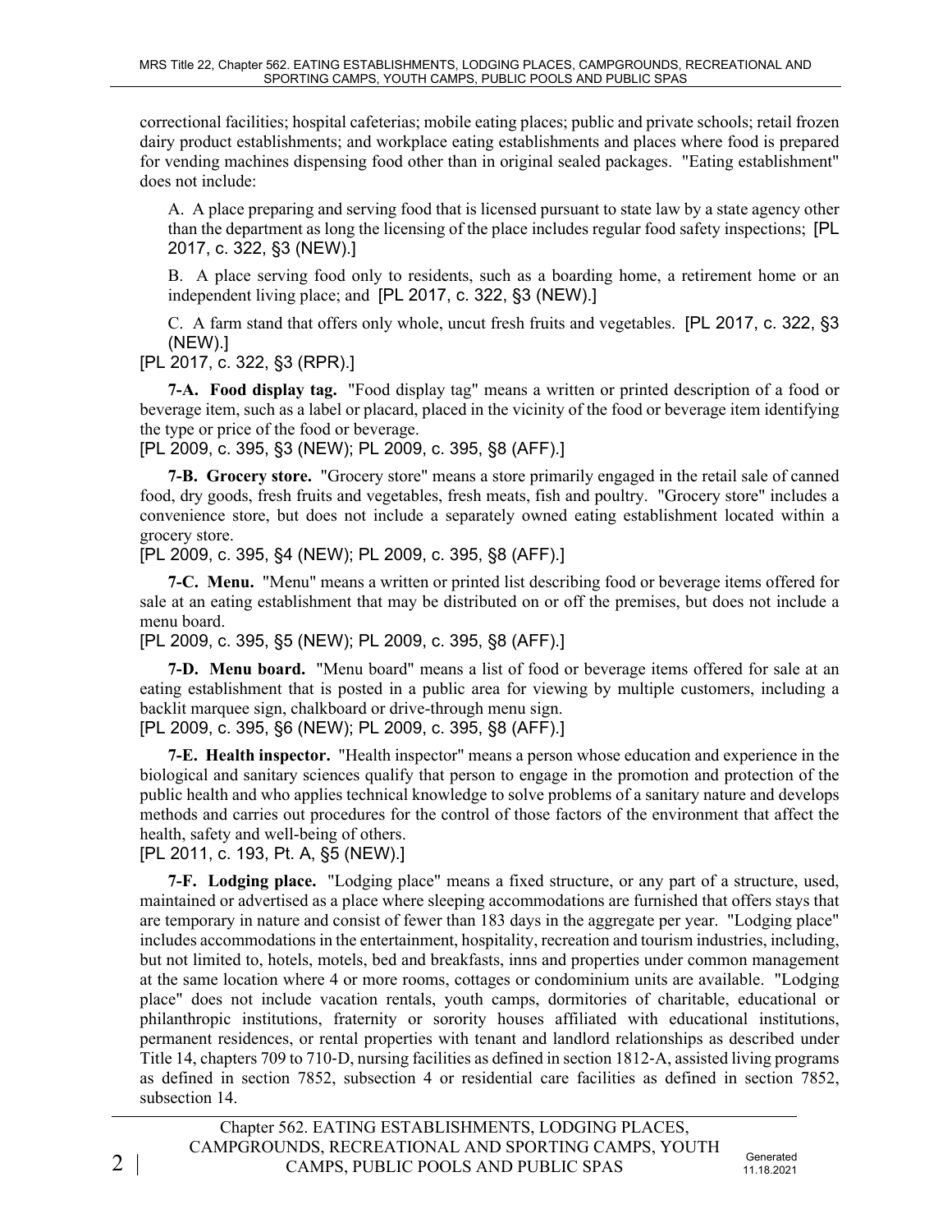correctional facilities; hospital cafeterias; mobile eating places; public and private schools; retail frozen dairy product establishments; and workplace eating establishments and places where food is prepared for vending machines dispensing food other than in original sealed packages. "Eating establishment" does not include:

A. A place preparing and serving food that is licensed pursuant to state law by a state agency other than the department as long the licensing of the place includes regular food safety inspections; [PL 2017, c. 322, §3 (NEW).]

B. A place serving food only to residents, such as a boarding home, a retirement home or an independent living place; and [PL 2017, c. 322, §3 (NEW).]

C. A farm stand that offers only whole, uncut fresh fruits and vegetables. [PL 2017, c. 322, §3 (NEW).]

[PL 2017, c. 322, §3 (RPR).]

**7-A. Food display tag.** "Food display tag" means a written or printed description of a food or beverage item, such as a label or placard, placed in the vicinity of the food or beverage item identifying the type or price of the food or beverage.

[PL 2009, c. 395, §3 (NEW); PL 2009, c. 395, §8 (AFF).]

**7-B. Grocery store.** "Grocery store" means a store primarily engaged in the retail sale of canned food, dry goods, fresh fruits and vegetables, fresh meats, fish and poultry. "Grocery store" includes a convenience store, but does not include a separately owned eating establishment located within a grocery store.

[PL 2009, c. 395, §4 (NEW); PL 2009, c. 395, §8 (AFF).]

**7-C. Menu.** "Menu" means a written or printed list describing food or beverage items offered for sale at an eating establishment that may be distributed on or off the premises, but does not include a menu board.

[PL 2009, c. 395, §5 (NEW); PL 2009, c. 395, §8 (AFF).]

**7-D. Menu board.** "Menu board" means a list of food or beverage items offered for sale at an eating establishment that is posted in a public area for viewing by multiple customers, including a backlit marquee sign, chalkboard or drive-through menu sign.

[PL 2009, c. 395, §6 (NEW); PL 2009, c. 395, §8 (AFF).]

**7-E. Health inspector.** "Health inspector" means a person whose education and experience in the biological and sanitary sciences qualify that person to engage in the promotion and protection of the public health and who applies technical knowledge to solve problems of a sanitary nature and develops methods and carries out procedures for the control of those factors of the environment that affect the health, safety and well-being of others.

[PL 2011, c. 193, Pt. A, §5 (NEW).]

**7-F. Lodging place.** "Lodging place" means a fixed structure, or any part of a structure, used, maintained or advertised as a place where sleeping accommodations are furnished that offers stays that are temporary in nature and consist of fewer than 183 days in the aggregate per year. "Lodging place" includes accommodations in the entertainment, hospitality, recreation and tourism industries, including, but not limited to, hotels, motels, bed and breakfasts, inns and properties under common management at the same location where 4 or more rooms, cottages or condominium units are available. "Lodging place" does not include vacation rentals, youth camps, dormitories of charitable, educational or philanthropic institutions, fraternity or sorority houses affiliated with educational institutions, permanent residences, or rental properties with tenant and landlord relationships as described under Title 14, chapters 709 to 710-D, nursing facilities as defined in section 1812-A, assisted living programs as defined in section 7852, subsection 4 or residential care facilities as defined in section 7852, subsection 14.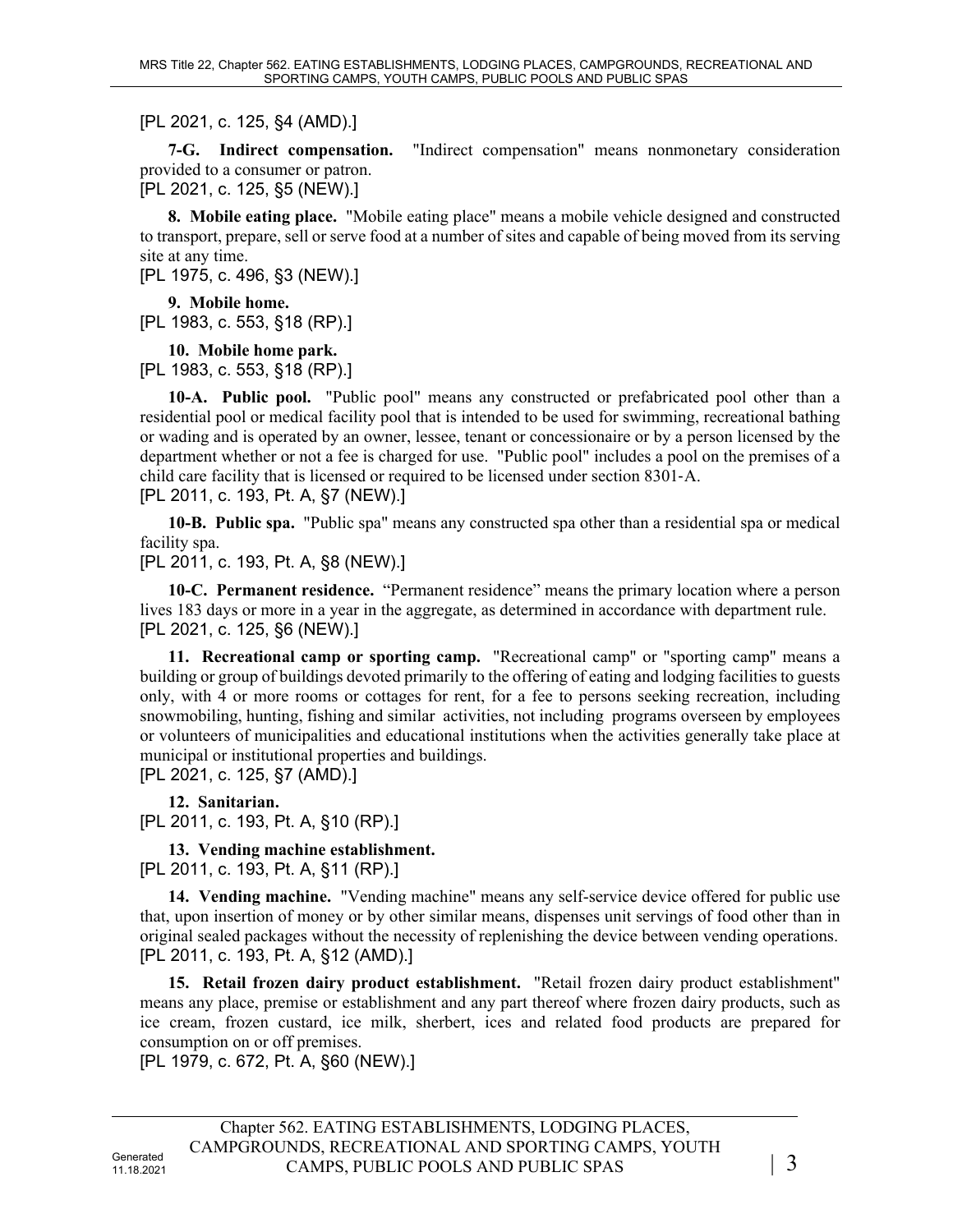[PL 2021, c. 125, §4 (AMD).]

**7-G. Indirect compensation.** "Indirect compensation" means nonmonetary consideration provided to a consumer or patron.

[PL 2021, c. 125, §5 (NEW).]

**8. Mobile eating place.** "Mobile eating place" means a mobile vehicle designed and constructed to transport, prepare, sell or serve food at a number of sites and capable of being moved from its serving site at any time.

[PL 1975, c. 496, §3 (NEW).]

**9. Mobile home.**

[PL 1983, c. 553, §18 (RP).]

**10. Mobile home park.**

[PL 1983, c. 553, §18 (RP).]

**10-A. Public pool.** "Public pool" means any constructed or prefabricated pool other than a residential pool or medical facility pool that is intended to be used for swimming, recreational bathing or wading and is operated by an owner, lessee, tenant or concessionaire or by a person licensed by the department whether or not a fee is charged for use. "Public pool" includes a pool on the premises of a child care facility that is licensed or required to be licensed under section 8301-A.

[PL 2011, c. 193, Pt. A, §7 (NEW).]

**10-B. Public spa.** "Public spa" means any constructed spa other than a residential spa or medical facility spa.

[PL 2011, c. 193, Pt. A, §8 (NEW).]

**10-C. Permanent residence.** “Permanent residence” means the primary location where a person lives 183 days or more in a year in the aggregate, as determined in accordance with department rule.

[PL 2021, c. 125, §6 (NEW).]

**11. Recreational camp or sporting camp.** "Recreational camp" or "sporting camp" means a building or group of buildings devoted primarily to the offering of eating and lodging facilities to guests only, with 4 or more rooms or cottages for rent, for a fee to persons seeking recreation, including snowmobiling, hunting, fishing and similar activities, not including programs overseen by employees or volunteers of municipalities and educational institutions when the activities generally take place at municipal or institutional properties and buildings.

[PL 2021, c. 125, §7 (AMD).]

**12. Sanitarian.**

[PL 2011, c. 193, Pt. A, §10 (RP).]

**13. Vending machine establishment.**

[PL 2011, c. 193, Pt. A, §11 (RP).]

**14. Vending machine.** "Vending machine" means any self-service device offered for public use that, upon insertion of money or by other similar means, dispenses unit servings of food other than in original sealed packages without the necessity of replenishing the device between vending operations.

[PL 2011, c. 193, Pt. A, §12 (AMD).]

**15. Retail frozen dairy product establishment.** "Retail frozen dairy product establishment" means any place, premise or establishment and any part thereof where frozen dairy products, such as ice cream, frozen custard, ice milk, sherbert, ices and related food products are prepared for consumption on or off premises.

[PL 1979, c. 672, Pt. A, §60 (NEW).]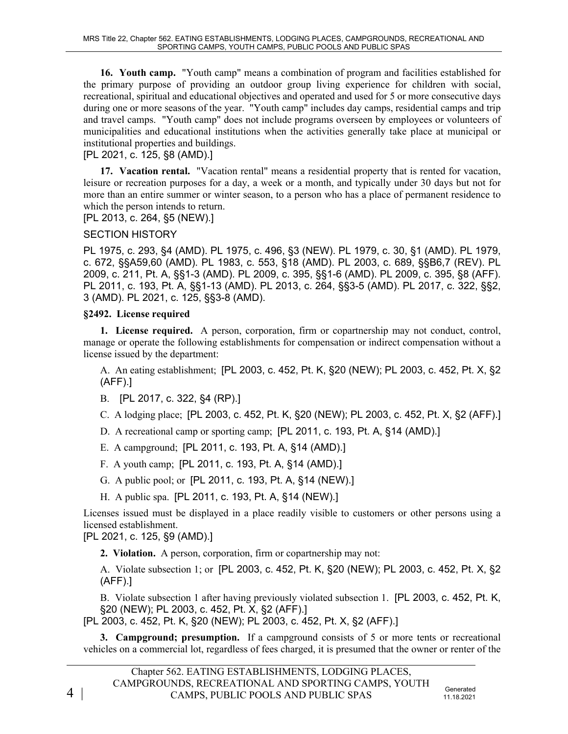**16. Youth camp.** "Youth camp" means a combination of program and facilities established for the primary purpose of providing an outdoor group living experience for children with social, recreational, spiritual and educational objectives and operated and used for 5 or more consecutive days during one or more seasons of the year. "Youth camp" includes day camps, residential camps and trip and travel camps. "Youth camp" does not include programs overseen by employees or volunteers of municipalities and educational institutions when the activities generally take place at municipal or institutional properties and buildings.
[PL 2021, c. 125, §8 (AMD).]

**17. Vacation rental.** "Vacation rental" means a residential property that is rented for vacation, leisure or recreation purposes for a day, a week or a month, and typically under 30 days but not for more than an entire summer or winter season, to a person who has a place of permanent residence to which the person intends to return.
[PL 2013, c. 264, §5 (NEW).]

SECTION HISTORY

PL 1975, c. 293, §4 (AMD). PL 1975, c. 496, §3 (NEW). PL 1979, c. 30, §1 (AMD). PL 1979, c. 672, §§A59,60 (AMD). PL 1983, c. 553, §18 (AMD). PL 2003, c. 689, §§B6,7 (REV). PL 2009, c. 211, Pt. A, §§1-3 (AMD). PL 2009, c. 395, §§1-6 (AMD). PL 2009, c. 395, §8 (AFF). PL 2011, c. 193, Pt. A, §§1-13 (AMD). PL 2013, c. 264, §§3-5 (AMD). PL 2017, c. 322, §§2, 3 (AMD). PL 2021, c. 125, §§3-8 (AMD).

### §2492. License required

**1. License required.** A person, corporation, firm or copartnership may not conduct, control, manage or operate the following establishments for compensation or indirect compensation without a license issued by the department:

A. An eating establishment; [PL 2003, c. 452, Pt. K, §20 (NEW); PL 2003, c. 452, Pt. X, §2 (AFF).]

B. [PL 2017, c. 322, §4 (RP).]

C. A lodging place; [PL 2003, c. 452, Pt. K, §20 (NEW); PL 2003, c. 452, Pt. X, §2 (AFF).]

D. A recreational camp or sporting camp; [PL 2011, c. 193, Pt. A, §14 (AMD).]

E. A campground; [PL 2011, c. 193, Pt. A, §14 (AMD).]

F. A youth camp; [PL 2011, c. 193, Pt. A, §14 (AMD).]

G. A public pool; or [PL 2011, c. 193, Pt. A, §14 (NEW).]

H. A public spa. [PL 2011, c. 193, Pt. A, §14 (NEW).]

Licenses issued must be displayed in a place readily visible to customers or other persons using a licensed establishment.
[PL 2021, c. 125, §9 (AMD).]

**2. Violation.** A person, corporation, firm or copartnership may not:

A. Violate subsection 1; or [PL 2003, c. 452, Pt. K, §20 (NEW); PL 2003, c. 452, Pt. X, §2 (AFF).]

B. Violate subsection 1 after having previously violated subsection 1. [PL 2003, c. 452, Pt. K, §20 (NEW); PL 2003, c. 452, Pt. X, §2 (AFF).]

[PL 2003, c. 452, Pt. K, §20 (NEW); PL 2003, c. 452, Pt. X, §2 (AFF).]

**3. Campground; presumption.** If a campground consists of 5 or more tents or recreational vehicles on a commercial lot, regardless of fees charged, it is presumed that the owner or renter of the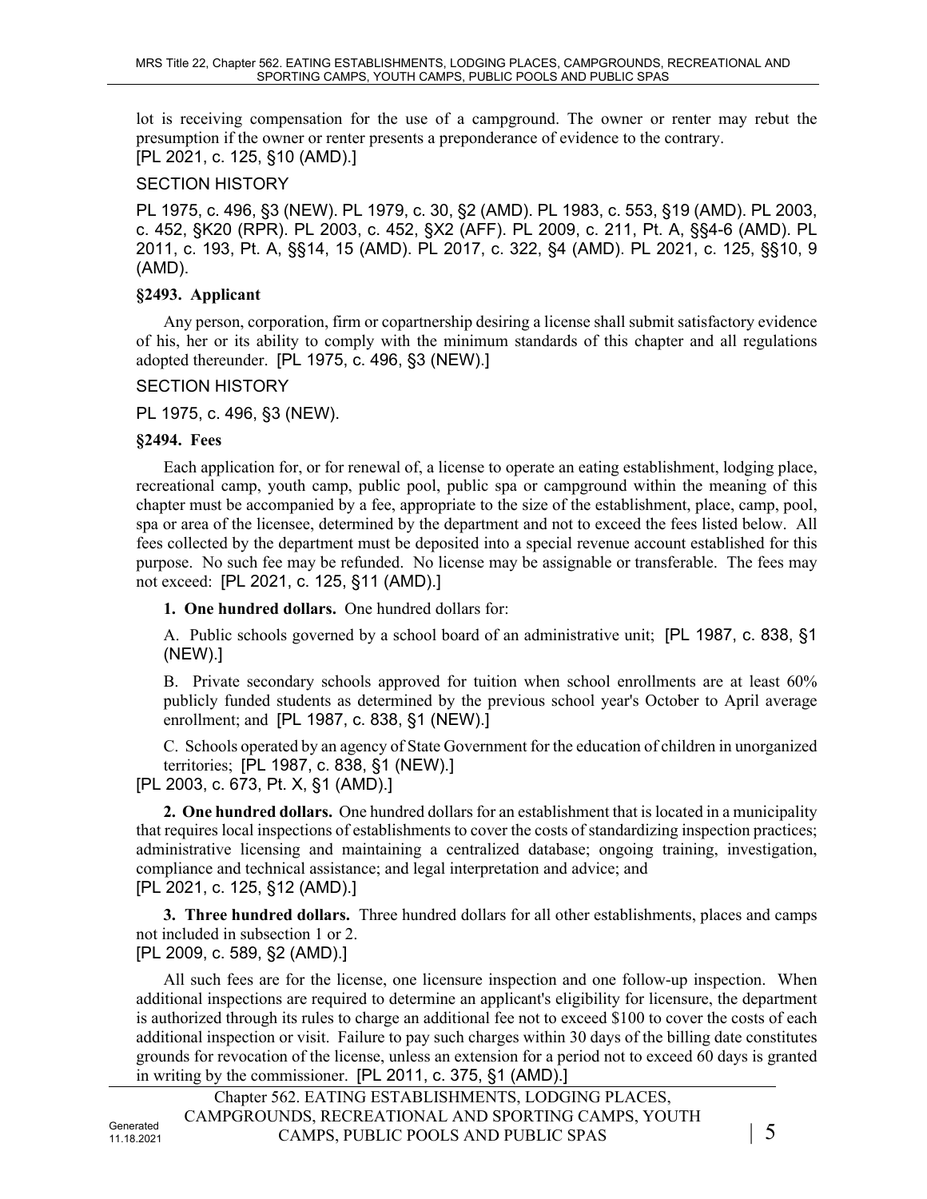lot is receiving compensation for the use of a campground. The owner or renter may rebut the presumption if the owner or renter presents a preponderance of evidence to the contrary.
[PL 2021, c. 125, §10 (AMD).]

SECTION HISTORY

PL 1975, c. 496, §3 (NEW). PL 1979, c. 30, §2 (AMD). PL 1983, c. 553, §19 (AMD). PL 2003, c. 452, §K20 (RPR). PL 2003, c. 452, §X2 (AFF). PL 2009, c. 211, Pt. A, §§4-6 (AMD). PL 2011, c. 193, Pt. A, §§14, 15 (AMD). PL 2017, c. 322, §4 (AMD). PL 2021, c. 125, §§10, 9 (AMD).

**§2493. Applicant**

Any person, corporation, firm or copartnership desiring a license shall submit satisfactory evidence of his, her or its ability to comply with the minimum standards of this chapter and all regulations adopted thereunder. [PL 1975, c. 496, §3 (NEW).]

SECTION HISTORY

PL 1975, c. 496, §3 (NEW).

**§2494. Fees**

Each application for, or for renewal of, a license to operate an eating establishment, lodging place, recreational camp, youth camp, public pool, public spa or campground within the meaning of this chapter must be accompanied by a fee, appropriate to the size of the establishment, place, camp, pool, spa or area of the licensee, determined by the department and not to exceed the fees listed below. All fees collected by the department must be deposited into a special revenue account established for this purpose. No such fee may be refunded. No license may be assignable or transferable. The fees may not exceed: [PL 2021, c. 125, §11 (AMD).]

**1. One hundred dollars.** One hundred dollars for:

A. Public schools governed by a school board of an administrative unit; [PL 1987, c. 838, §1 (NEW).]

B. Private secondary schools approved for tuition when school enrollments are at least 60% publicly funded students as determined by the previous school year's October to April average enrollment; and [PL 1987, c. 838, §1 (NEW).]

C. Schools operated by an agency of State Government for the education of children in unorganized territories; [PL 1987, c. 838, §1 (NEW).]

[PL 2003, c. 673, Pt. X, §1 (AMD).]

**2. One hundred dollars.** One hundred dollars for an establishment that is located in a municipality that requires local inspections of establishments to cover the costs of standardizing inspection practices; administrative licensing and maintaining a centralized database; ongoing training, investigation, compliance and technical assistance; and legal interpretation and advice; and
[PL 2021, c. 125, §12 (AMD).]

**3. Three hundred dollars.** Three hundred dollars for all other establishments, places and camps not included in subsection 1 or 2.
[PL 2009, c. 589, §2 (AMD).]

All such fees are for the license, one licensure inspection and one follow-up inspection. When additional inspections are required to determine an applicant's eligibility for licensure, the department is authorized through its rules to charge an additional fee not to exceed $100 to cover the costs of each additional inspection or visit. Failure to pay such charges within 30 days of the billing date constitutes grounds for revocation of the license, unless an extension for a period not to exceed 60 days is granted in writing by the commissioner. [PL 2011, c. 375, §1 (AMD).]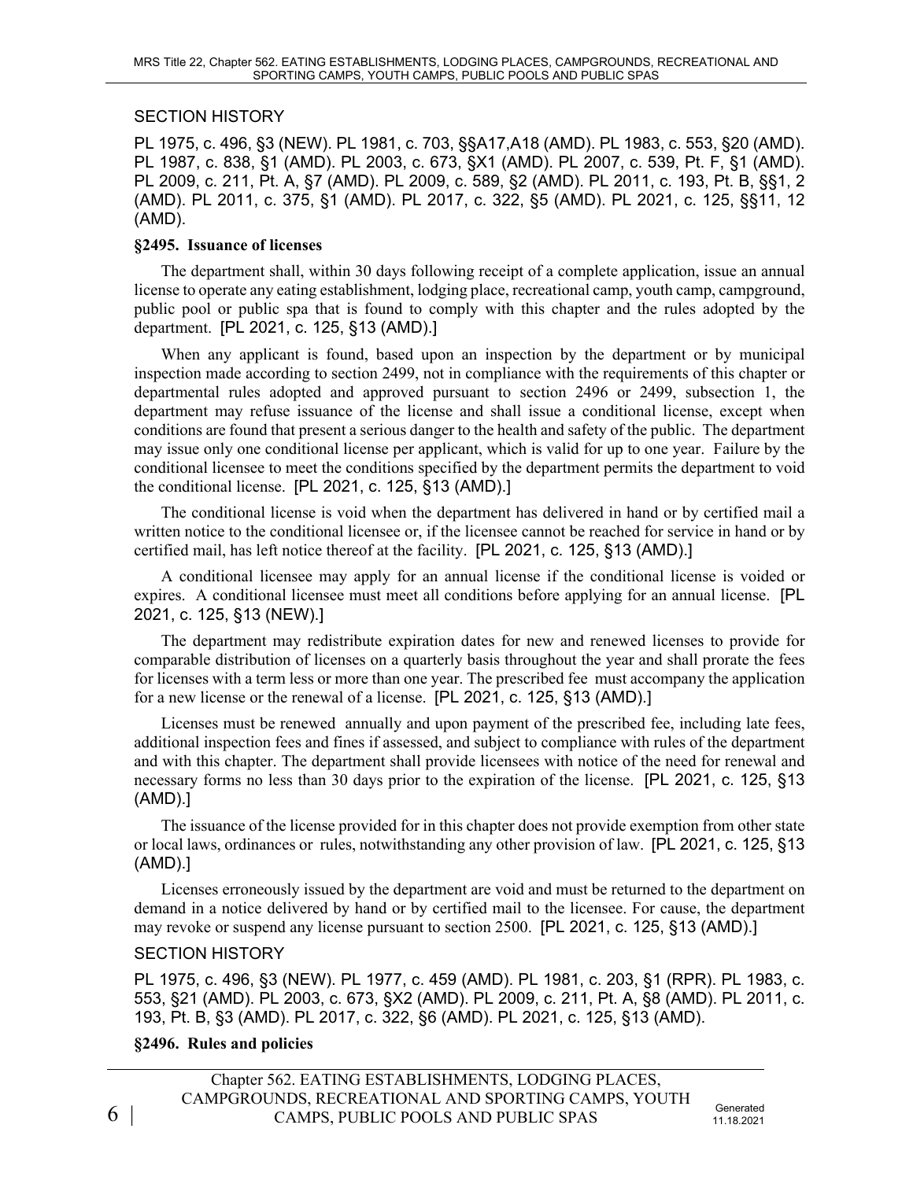SECTION HISTORY

PL 1975, c. 496, §3 (NEW). PL 1981, c. 703, §§A17,A18 (AMD). PL 1983, c. 553, §20 (AMD). PL 1987, c. 838, §1 (AMD). PL 2003, c. 673, §X1 (AMD). PL 2007, c. 539, Pt. F, §1 (AMD). PL 2009, c. 211, Pt. A, §7 (AMD). PL 2009, c. 589, §2 (AMD). PL 2011, c. 193, Pt. B, §§1, 2 (AMD). PL 2011, c. 375, §1 (AMD). PL 2017, c. 322, §5 (AMD). PL 2021, c. 125, §§11, 12 (AMD).

**§2495. Issuance of licenses**

The department shall, within 30 days following receipt of a complete application, issue an annual license to operate any eating establishment, lodging place, recreational camp, youth camp, campground, public pool or public spa that is found to comply with this chapter and the rules adopted by the department. [PL 2021, c. 125, §13 (AMD).]

When any applicant is found, based upon an inspection by the department or by municipal inspection made according to section 2499, not in compliance with the requirements of this chapter or departmental rules adopted and approved pursuant to section 2496 or 2499, subsection 1, the department may refuse issuance of the license and shall issue a conditional license, except when conditions are found that present a serious danger to the health and safety of the public. The department may issue only one conditional license per applicant, which is valid for up to one year. Failure by the conditional licensee to meet the conditions specified by the department permits the department to void the conditional license. [PL 2021, c. 125, §13 (AMD).]

The conditional license is void when the department has delivered in hand or by certified mail a written notice to the conditional licensee or, if the licensee cannot be reached for service in hand or by certified mail, has left notice thereof at the facility. [PL 2021, c. 125, §13 (AMD).]

A conditional licensee may apply for an annual license if the conditional license is voided or expires. A conditional licensee must meet all conditions before applying for an annual license. [PL 2021, c. 125, §13 (NEW).]

The department may redistribute expiration dates for new and renewed licenses to provide for comparable distribution of licenses on a quarterly basis throughout the year and shall prorate the fees for licenses with a term less or more than one year. The prescribed fee must accompany the application for a new license or the renewal of a license. [PL 2021, c. 125, §13 (AMD).]

Licenses must be renewed annually and upon payment of the prescribed fee, including late fees, additional inspection fees and fines if assessed, and subject to compliance with rules of the department and with this chapter. The department shall provide licensees with notice of the need for renewal and necessary forms no less than 30 days prior to the expiration of the license. [PL 2021, c. 125, §13 (AMD).]

The issuance of the license provided for in this chapter does not provide exemption from other state or local laws, ordinances or rules, notwithstanding any other provision of law. [PL 2021, c. 125, §13 (AMD).]

Licenses erroneously issued by the department are void and must be returned to the department on demand in a notice delivered by hand or by certified mail to the licensee. For cause, the department may revoke or suspend any license pursuant to section 2500. [PL 2021, c. 125, §13 (AMD).]

SECTION HISTORY

PL 1975, c. 496, §3 (NEW). PL 1977, c. 459 (AMD). PL 1981, c. 203, §1 (RPR). PL 1983, c. 553, §21 (AMD). PL 2003, c. 673, §X2 (AMD). PL 2009, c. 211, Pt. A, §8 (AMD). PL 2011, c. 193, Pt. B, §3 (AMD). PL 2017, c. 322, §6 (AMD). PL 2021, c. 125, §13 (AMD).

**§2496. Rules and policies**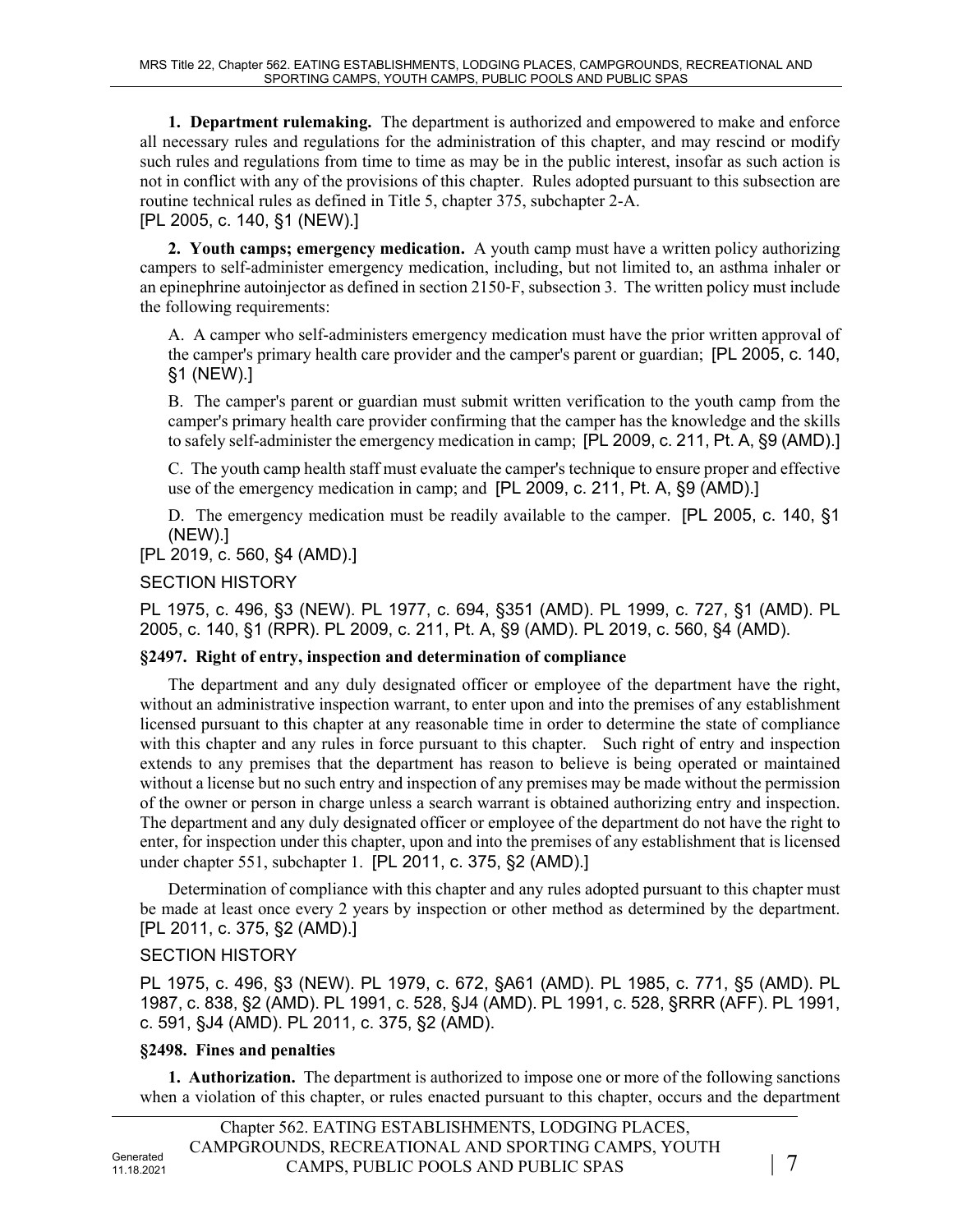**1. Department rulemaking.** The department is authorized and empowered to make and enforce all necessary rules and regulations for the administration of this chapter, and may rescind or modify such rules and regulations from time to time as may be in the public interest, insofar as such action is not in conflict with any of the provisions of this chapter. Rules adopted pursuant to this subsection are routine technical rules as defined in Title 5, chapter 375, subchapter 2-A.
[PL 2005, c. 140, §1 (NEW).]

**2. Youth camps; emergency medication.** A youth camp must have a written policy authorizing campers to self-administer emergency medication, including, but not limited to, an asthma inhaler or an epinephrine autoinjector as defined in section 2150-F, subsection 3. The written policy must include the following requirements:

A. A camper who self-administers emergency medication must have the prior written approval of the camper's primary health care provider and the camper's parent or guardian; [PL 2005, c. 140, §1 (NEW).]

B. The camper's parent or guardian must submit written verification to the youth camp from the camper's primary health care provider confirming that the camper has the knowledge and the skills to safely self-administer the emergency medication in camp; [PL 2009, c. 211, Pt. A, §9 (AMD).]

C. The youth camp health staff must evaluate the camper's technique to ensure proper and effective use of the emergency medication in camp; and [PL 2009, c. 211, Pt. A, §9 (AMD).]

D. The emergency medication must be readily available to the camper. [PL 2005, c. 140, §1 (NEW).]

[PL 2019, c. 560, §4 (AMD).]

SECTION HISTORY

PL 1975, c. 496, §3 (NEW). PL 1977, c. 694, §351 (AMD). PL 1999, c. 727, §1 (AMD). PL 2005, c. 140, §1 (RPR). PL 2009, c. 211, Pt. A, §9 (AMD). PL 2019, c. 560, §4 (AMD).

**§2497. Right of entry, inspection and determination of compliance**

The department and any duly designated officer or employee of the department have the right, without an administrative inspection warrant, to enter upon and into the premises of any establishment licensed pursuant to this chapter at any reasonable time in order to determine the state of compliance with this chapter and any rules in force pursuant to this chapter. Such right of entry and inspection extends to any premises that the department has reason to believe is being operated or maintained without a license but no such entry and inspection of any premises may be made without the permission of the owner or person in charge unless a search warrant is obtained authorizing entry and inspection. The department and any duly designated officer or employee of the department do not have the right to enter, for inspection under this chapter, upon and into the premises of any establishment that is licensed under chapter 551, subchapter 1. [PL 2011, c. 375, §2 (AMD).]

Determination of compliance with this chapter and any rules adopted pursuant to this chapter must be made at least once every 2 years by inspection or other method as determined by the department. [PL 2011, c. 375, §2 (AMD).]

SECTION HISTORY

PL 1975, c. 496, §3 (NEW). PL 1979, c. 672, §A61 (AMD). PL 1985, c. 771, §5 (AMD). PL 1987, c. 838, §2 (AMD). PL 1991, c. 528, §J4 (AMD). PL 1991, c. 528, §RRR (AFF). PL 1991, c. 591, §J4 (AMD). PL 2011, c. 375, §2 (AMD).

**§2498. Fines and penalties**

**1. Authorization.** The department is authorized to impose one or more of the following sanctions when a violation of this chapter, or rules enacted pursuant to this chapter, occurs and the department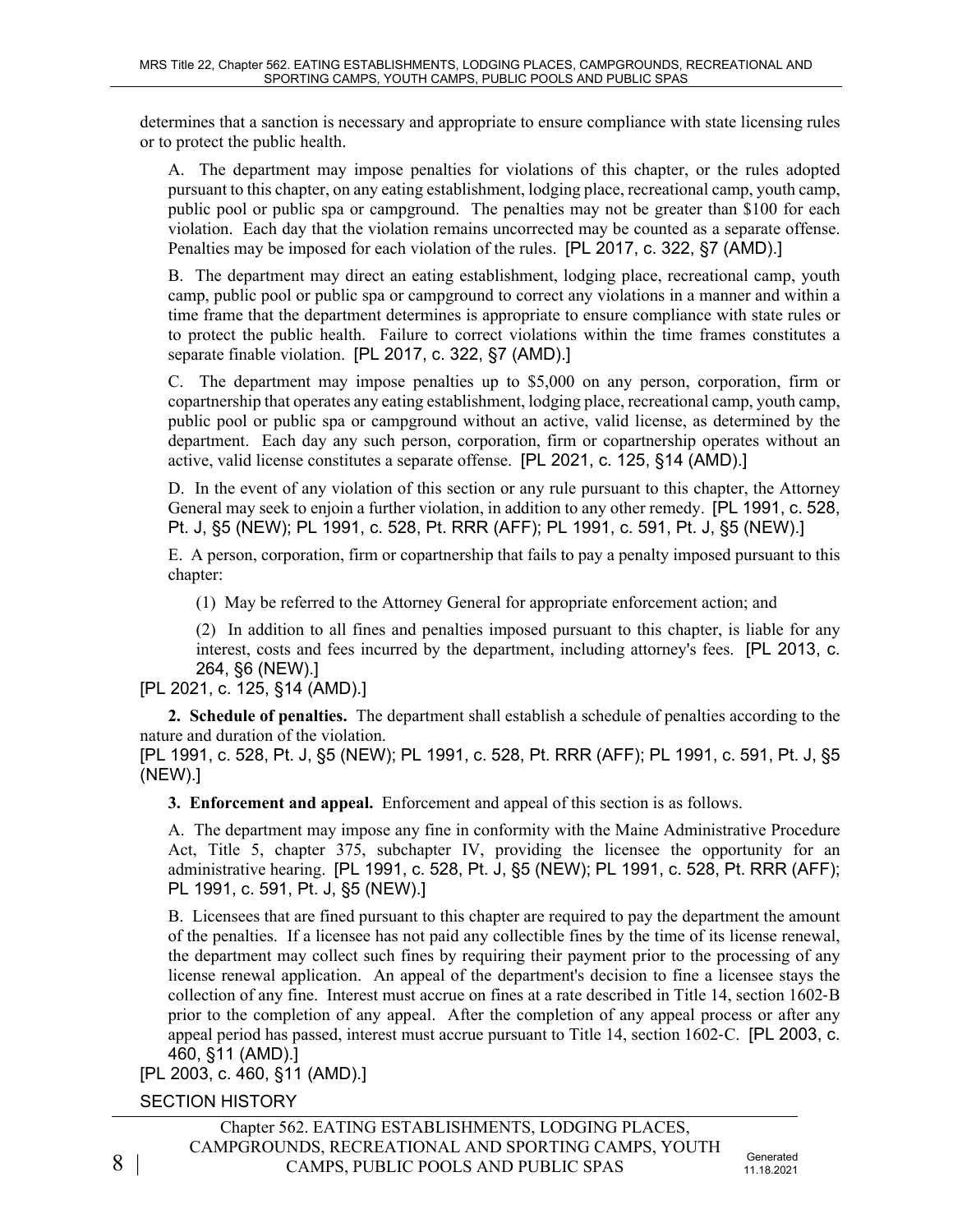determines that a sanction is necessary and appropriate to ensure compliance with state licensing rules or to protect the public health.

A. The department may impose penalties for violations of this chapter, or the rules adopted pursuant to this chapter, on any eating establishment, lodging place, recreational camp, youth camp, public pool or public spa or campground. The penalties may not be greater than $100 for each violation. Each day that the violation remains uncorrected may be counted as a separate offense. Penalties may be imposed for each violation of the rules. [PL 2017, c. 322, §7 (AMD).]

B. The department may direct an eating establishment, lodging place, recreational camp, youth camp, public pool or public spa or campground to correct any violations in a manner and within a time frame that the department determines is appropriate to ensure compliance with state rules or to protect the public health. Failure to correct violations within the time frames constitutes a separate finable violation. [PL 2017, c. 322, §7 (AMD).]

C. The department may impose penalties up to $5,000 on any person, corporation, firm or copartnership that operates any eating establishment, lodging place, recreational camp, youth camp, public pool or public spa or campground without an active, valid license, as determined by the department. Each day any such person, corporation, firm or copartnership operates without an active, valid license constitutes a separate offense. [PL 2021, c. 125, §14 (AMD).]

D. In the event of any violation of this section or any rule pursuant to this chapter, the Attorney General may seek to enjoin a further violation, in addition to any other remedy. [PL 1991, c. 528, Pt. J, §5 (NEW); PL 1991, c. 528, Pt. RRR (AFF); PL 1991, c. 591, Pt. J, §5 (NEW).]

E. A person, corporation, firm or copartnership that fails to pay a penalty imposed pursuant to this chapter:

(1) May be referred to the Attorney General for appropriate enforcement action; and

(2) In addition to all fines and penalties imposed pursuant to this chapter, is liable for any interest, costs and fees incurred by the department, including attorney's fees. [PL 2013, c. 264, §6 (NEW).]

[PL 2021, c. 125, §14 (AMD).]

**2. Schedule of penalties.** The department shall establish a schedule of penalties according to the nature and duration of the violation.

[PL 1991, c. 528, Pt. J, §5 (NEW); PL 1991, c. 528, Pt. RRR (AFF); PL 1991, c. 591, Pt. J, §5 (NEW).]

**3. Enforcement and appeal.** Enforcement and appeal of this section is as follows.

A. The department may impose any fine in conformity with the Maine Administrative Procedure Act, Title 5, chapter 375, subchapter IV, providing the licensee the opportunity for an administrative hearing. [PL 1991, c. 528, Pt. J, §5 (NEW); PL 1991, c. 528, Pt. RRR (AFF); PL 1991, c. 591, Pt. J, §5 (NEW).]

B. Licensees that are fined pursuant to this chapter are required to pay the department the amount of the penalties. If a licensee has not paid any collectible fines by the time of its license renewal, the department may collect such fines by requiring their payment prior to the processing of any license renewal application. An appeal of the department's decision to fine a licensee stays the collection of any fine. Interest must accrue on fines at a rate described in Title 14, section 1602-B prior to the completion of any appeal. After the completion of any appeal process or after any appeal period has passed, interest must accrue pursuant to Title 14, section 1602-C. [PL 2003, c. 460, §11 (AMD).]

[PL 2003, c. 460, §11 (AMD).]

SECTION HISTORY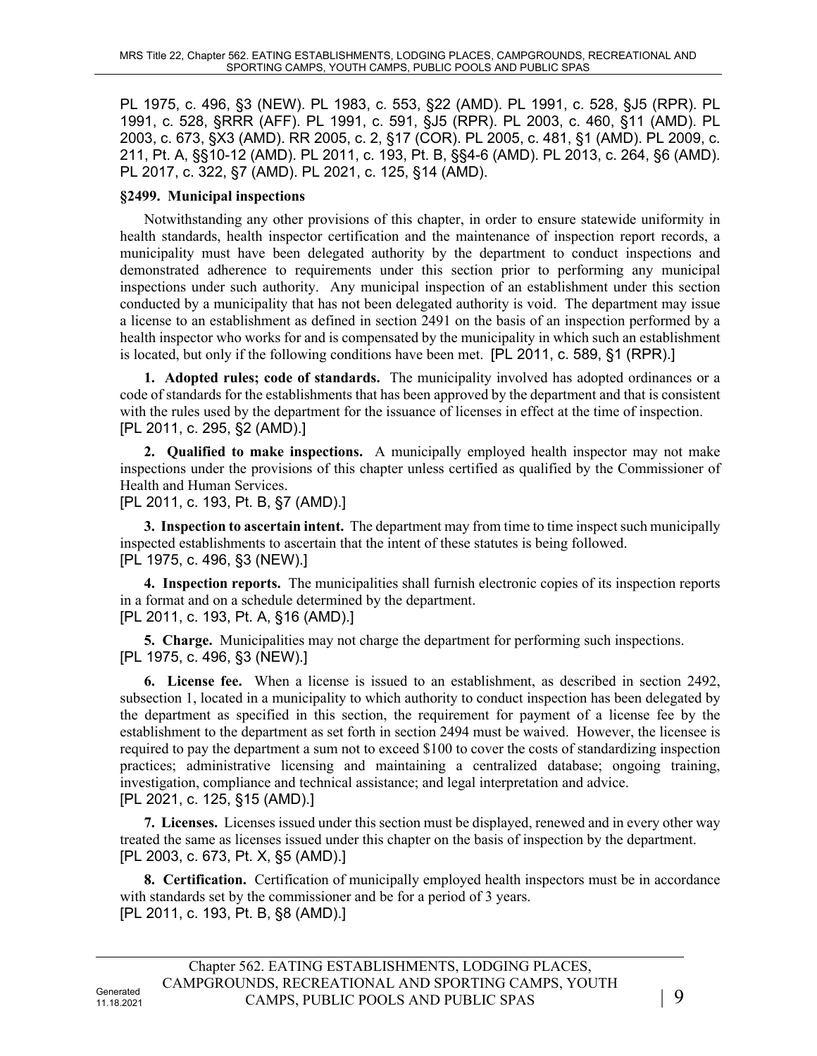PL 1975, c. 496, §3 (NEW). PL 1983, c. 553, §22 (AMD). PL 1991, c. 528, §J5 (RPR). PL 1991, c. 528, §RRR (AFF). PL 1991, c. 591, §J5 (RPR). PL 2003, c. 460, §11 (AMD). PL 2003, c. 673, §X3 (AMD). RR 2005, c. 2, §17 (COR). PL 2005, c. 481, §1 (AMD). PL 2009, c. 211, Pt. A, §§10-12 (AMD). PL 2011, c. 193, Pt. B, §§4-6 (AMD). PL 2013, c. 264, §6 (AMD). PL 2017, c. 322, §7 (AMD). PL 2021, c. 125, §14 (AMD).

### §2499. Municipal inspections

Notwithstanding any other provisions of this chapter, in order to ensure statewide uniformity in health standards, health inspector certification and the maintenance of inspection report records, a municipality must have been delegated authority by the department to conduct inspections and demonstrated adherence to requirements under this section prior to performing any municipal inspections under such authority. Any municipal inspection of an establishment under this section conducted by a municipality that has not been delegated authority is void. The department may issue a license to an establishment as defined in section 2491 on the basis of an inspection performed by a health inspector who works for and is compensated by the municipality in which such an establishment is located, but only if the following conditions have been met. [PL 2011, c. 589, §1 (RPR).]

**1. Adopted rules; code of standards.** The municipality involved has adopted ordinances or a code of standards for the establishments that has been approved by the department and that is consistent with the rules used by the department for the issuance of licenses in effect at the time of inspection. [PL 2011, c. 295, §2 (AMD).]

**2. Qualified to make inspections.** A municipally employed health inspector may not make inspections under the provisions of this chapter unless certified as qualified by the Commissioner of Health and Human Services.
[PL 2011, c. 193, Pt. B, §7 (AMD).]

**3. Inspection to ascertain intent.** The department may from time to time inspect such municipally inspected establishments to ascertain that the intent of these statutes is being followed.
[PL 1975, c. 496, §3 (NEW).]

**4. Inspection reports.** The municipalities shall furnish electronic copies of its inspection reports in a format and on a schedule determined by the department.
[PL 2011, c. 193, Pt. A, §16 (AMD).]

**5. Charge.** Municipalities may not charge the department for performing such inspections.
[PL 1975, c. 496, §3 (NEW).]

**6. License fee.** When a license is issued to an establishment, as described in section 2492, subsection 1, located in a municipality to which authority to conduct inspection has been delegated by the department as specified in this section, the requirement for payment of a license fee by the establishment to the department as set forth in section 2494 must be waived. However, the licensee is required to pay the department a sum not to exceed $100 to cover the costs of standardizing inspection practices; administrative licensing and maintaining a centralized database; ongoing training, investigation, compliance and technical assistance; and legal interpretation and advice.
[PL 2021, c. 125, §15 (AMD).]

**7. Licenses.** Licenses issued under this section must be displayed, renewed and in every other way treated the same as licenses issued under this chapter on the basis of inspection by the department.
[PL 2003, c. 673, Pt. X, §5 (AMD).]

**8. Certification.** Certification of municipally employed health inspectors must be in accordance with standards set by the commissioner and be for a period of 3 years.
[PL 2011, c. 193, Pt. B, §8 (AMD).]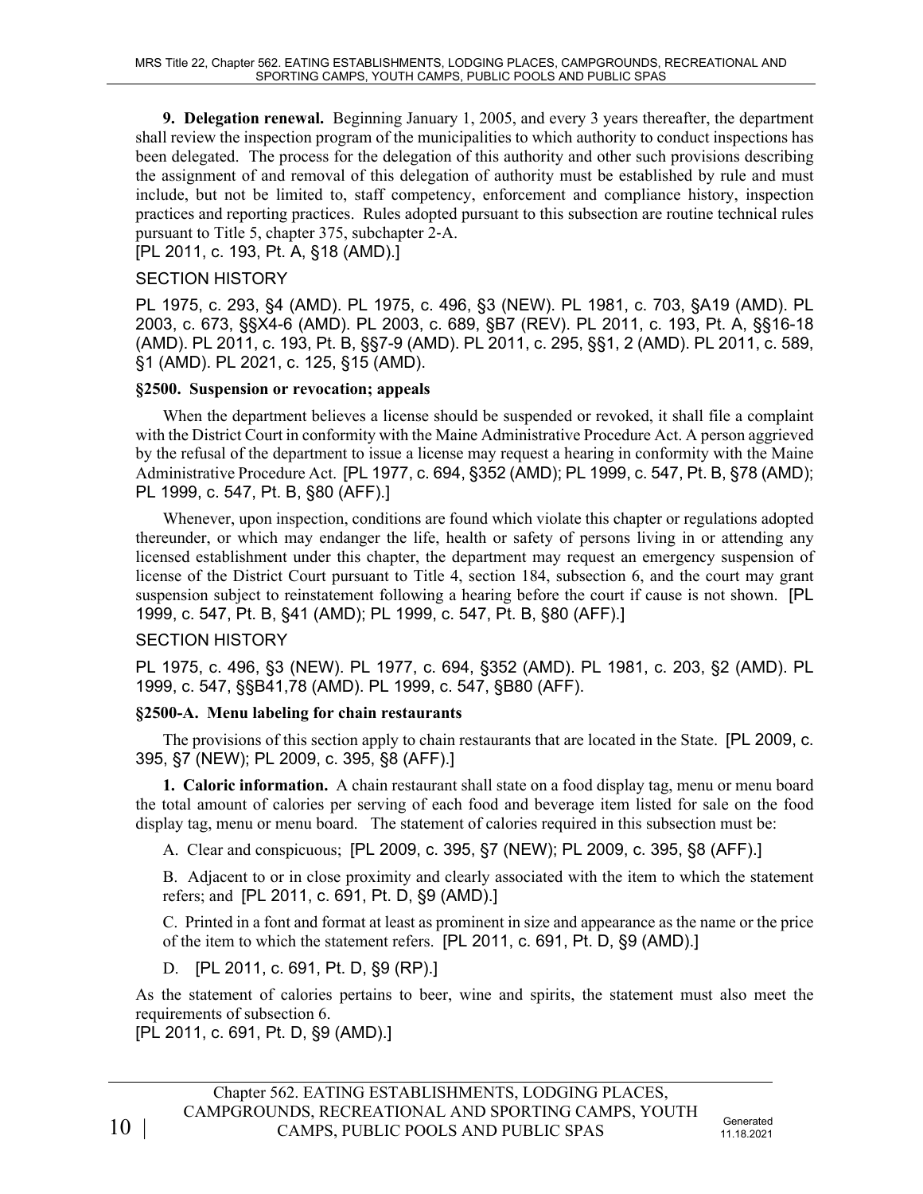**9. Delegation renewal.** Beginning January 1, 2005, and every 3 years thereafter, the department shall review the inspection program of the municipalities to which authority to conduct inspections has been delegated. The process for the delegation of this authority and other such provisions describing the assignment of and removal of this delegation of authority must be established by rule and must include, but not be limited to, staff competency, enforcement and compliance history, inspection practices and reporting practices. Rules adopted pursuant to this subsection are routine technical rules pursuant to Title 5, chapter 375, subchapter 2-A.
[PL 2011, c. 193, Pt. A, §18 (AMD).]

SECTION HISTORY

PL 1975, c. 293, §4 (AMD). PL 1975, c. 496, §3 (NEW). PL 1981, c. 703, §A19 (AMD). PL 2003, c. 673, §§X4-6 (AMD). PL 2003, c. 689, §B7 (REV). PL 2011, c. 193, Pt. A, §§16-18 (AMD). PL 2011, c. 193, Pt. B, §§7-9 (AMD). PL 2011, c. 295, §§1, 2 (AMD). PL 2011, c. 589, §1 (AMD). PL 2021, c. 125, §15 (AMD).

**§2500. Suspension or revocation; appeals**

When the department believes a license should be suspended or revoked, it shall file a complaint with the District Court in conformity with the Maine Administrative Procedure Act. A person aggrieved by the refusal of the department to issue a license may request a hearing in conformity with the Maine Administrative Procedure Act. [PL 1977, c. 694, §352 (AMD); PL 1999, c. 547, Pt. B, §78 (AMD); PL 1999, c. 547, Pt. B, §80 (AFF).]

Whenever, upon inspection, conditions are found which violate this chapter or regulations adopted thereunder, or which may endanger the life, health or safety of persons living in or attending any licensed establishment under this chapter, the department may request an emergency suspension of license of the District Court pursuant to Title 4, section 184, subsection 6, and the court may grant suspension subject to reinstatement following a hearing before the court if cause is not shown. [PL 1999, c. 547, Pt. B, §41 (AMD); PL 1999, c. 547, Pt. B, §80 (AFF).]

SECTION HISTORY

PL 1975, c. 496, §3 (NEW). PL 1977, c. 694, §352 (AMD). PL 1981, c. 203, §2 (AMD). PL 1999, c. 547, §§B41,78 (AMD). PL 1999, c. 547, §B80 (AFF).

**§2500-A. Menu labeling for chain restaurants**

The provisions of this section apply to chain restaurants that are located in the State. [PL 2009, c. 395, §7 (NEW); PL 2009, c. 395, §8 (AFF).]

**1. Caloric information.** A chain restaurant shall state on a food display tag, menu or menu board the total amount of calories per serving of each food and beverage item listed for sale on the food display tag, menu or menu board. The statement of calories required in this subsection must be:

A. Clear and conspicuous; [PL 2009, c. 395, §7 (NEW); PL 2009, c. 395, §8 (AFF).]

B. Adjacent to or in close proximity and clearly associated with the item to which the statement refers; and [PL 2011, c. 691, Pt. D, §9 (AMD).]

C. Printed in a font and format at least as prominent in size and appearance as the name or the price of the item to which the statement refers. [PL 2011, c. 691, Pt. D, §9 (AMD).]

D. [PL 2011, c. 691, Pt. D, §9 (RP).]

As the statement of calories pertains to beer, wine and spirits, the statement must also meet the requirements of subsection 6.
[PL 2011, c. 691, Pt. D, §9 (AMD).]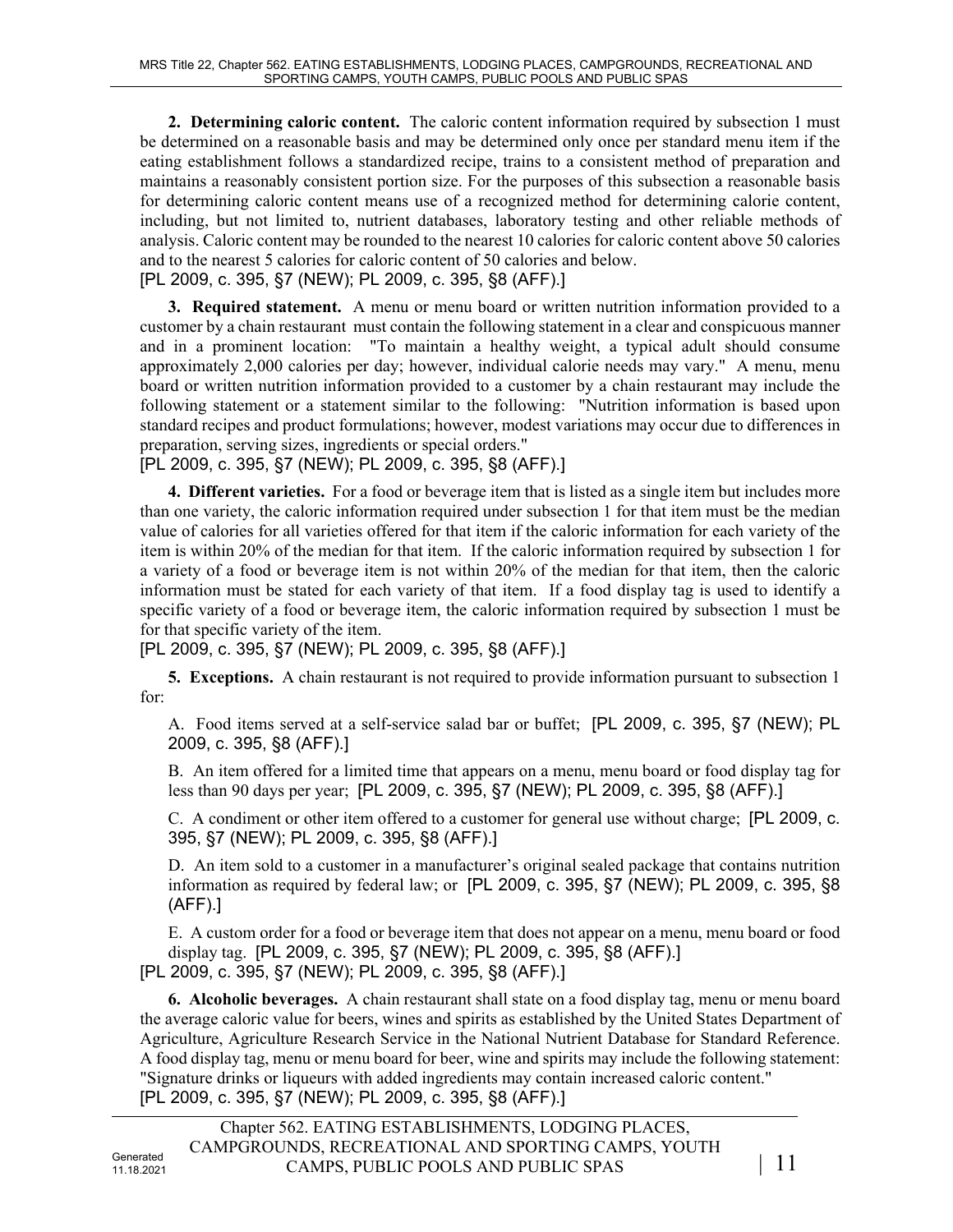**2. Determining caloric content.** The caloric content information required by subsection 1 must be determined on a reasonable basis and may be determined only once per standard menu item if the eating establishment follows a standardized recipe, trains to a consistent method of preparation and maintains a reasonably consistent portion size. For the purposes of this subsection a reasonable basis for determining caloric content means use of a recognized method for determining calorie content, including, but not limited to, nutrient databases, laboratory testing and other reliable methods of analysis. Caloric content may be rounded to the nearest 10 calories for caloric content above 50 calories and to the nearest 5 calories for caloric content of 50 calories and below.

[PL 2009, c. 395, §7 (NEW); PL 2009, c. 395, §8 (AFF).]

**3. Required statement.** A menu or menu board or written nutrition information provided to a customer by a chain restaurant must contain the following statement in a clear and conspicuous manner and in a prominent location: "To maintain a healthy weight, a typical adult should consume approximately 2,000 calories per day; however, individual calorie needs may vary." A menu, menu board or written nutrition information provided to a customer by a chain restaurant may include the following statement or a statement similar to the following: "Nutrition information is based upon standard recipes and product formulations; however, modest variations may occur due to differences in preparation, serving sizes, ingredients or special orders."

[PL 2009, c. 395, §7 (NEW); PL 2009, c. 395, §8 (AFF).]

**4. Different varieties.** For a food or beverage item that is listed as a single item but includes more than one variety, the caloric information required under subsection 1 for that item must be the median value of calories for all varieties offered for that item if the caloric information for each variety of the item is within 20% of the median for that item. If the caloric information required by subsection 1 for a variety of a food or beverage item is not within 20% of the median for that item, then the caloric information must be stated for each variety of that item. If a food display tag is used to identify a specific variety of a food or beverage item, the caloric information required by subsection 1 must be for that specific variety of the item.

[PL 2009, c. 395, §7 (NEW); PL 2009, c. 395, §8 (AFF).]

**5. Exceptions.** A chain restaurant is not required to provide information pursuant to subsection 1 for:

A. Food items served at a self-service salad bar or buffet; [PL 2009, c. 395, §7 (NEW); PL 2009, c. 395, §8 (AFF).]

B. An item offered for a limited time that appears on a menu, menu board or food display tag for less than 90 days per year; [PL 2009, c. 395, §7 (NEW); PL 2009, c. 395, §8 (AFF).]

C. A condiment or other item offered to a customer for general use without charge; [PL 2009, c. 395, §7 (NEW); PL 2009, c. 395, §8 (AFF).]

D. An item sold to a customer in a manufacturer's original sealed package that contains nutrition information as required by federal law; or [PL 2009, c. 395, §7 (NEW); PL 2009, c. 395, §8 (AFF).]

E. A custom order for a food or beverage item that does not appear on a menu, menu board or food display tag. [PL 2009, c. 395, §7 (NEW); PL 2009, c. 395, §8 (AFF).]

[PL 2009, c. 395, §7 (NEW); PL 2009, c. 395, §8 (AFF).]

**6. Alcoholic beverages.** A chain restaurant shall state on a food display tag, menu or menu board the average caloric value for beers, wines and spirits as established by the United States Department of Agriculture, Agriculture Research Service in the National Nutrient Database for Standard Reference. A food display tag, menu or menu board for beer, wine and spirits may include the following statement: "Signature drinks or liqueurs with added ingredients may contain increased caloric content."

[PL 2009, c. 395, §7 (NEW); PL 2009, c. 395, §8 (AFF).]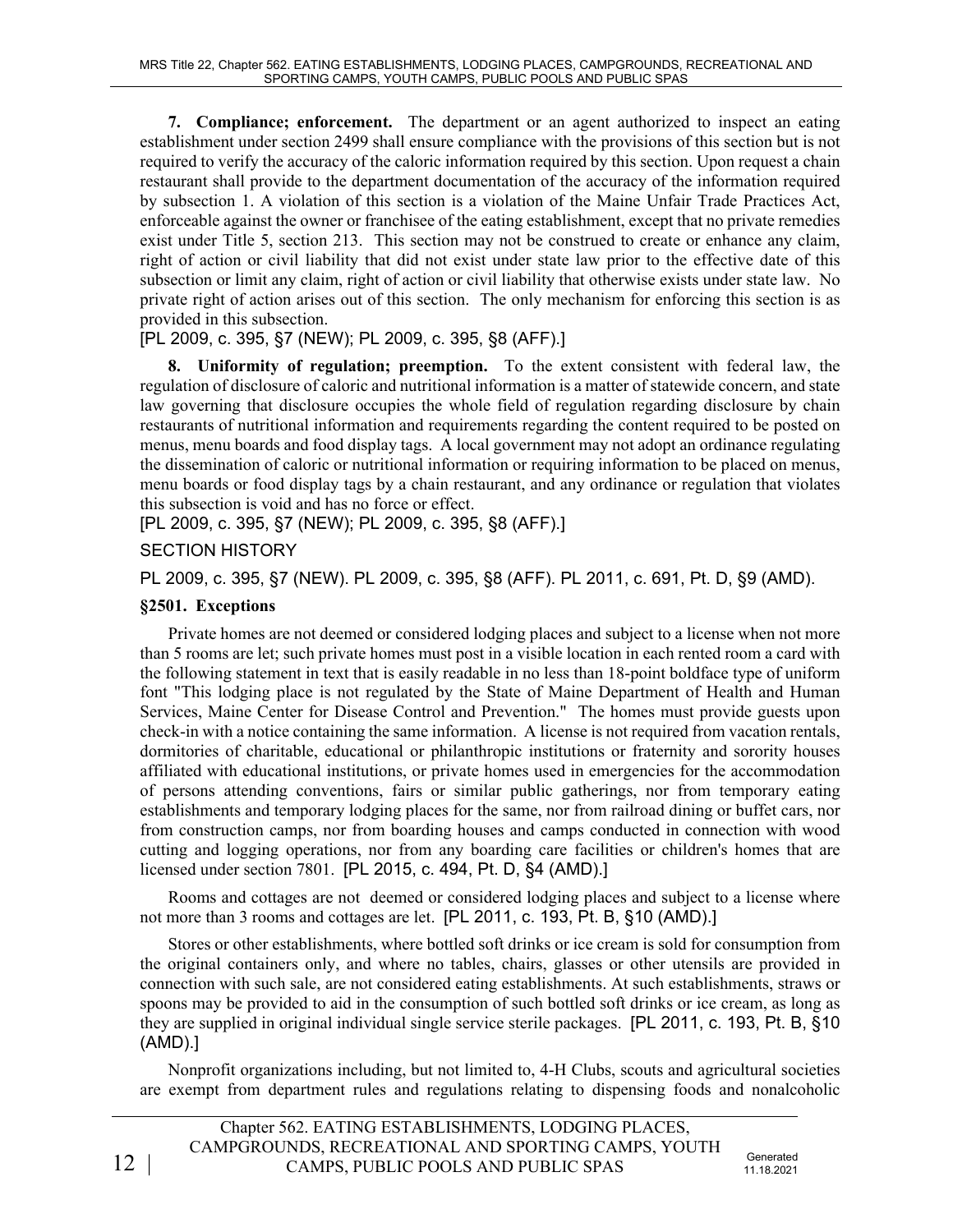**7. Compliance; enforcement.** The department or an agent authorized to inspect an eating establishment under section 2499 shall ensure compliance with the provisions of this section but is not required to verify the accuracy of the caloric information required by this section. Upon request a chain restaurant shall provide to the department documentation of the accuracy of the information required by subsection 1. A violation of this section is a violation of the Maine Unfair Trade Practices Act, enforceable against the owner or franchisee of the eating establishment, except that no private remedies exist under Title 5, section 213. This section may not be construed to create or enhance any claim, right of action or civil liability that did not exist under state law prior to the effective date of this subsection or limit any claim, right of action or civil liability that otherwise exists under state law. No private right of action arises out of this section. The only mechanism for enforcing this section is as provided in this subsection.

[PL 2009, c. 395, §7 (NEW); PL 2009, c. 395, §8 (AFF).]

**8. Uniformity of regulation; preemption.** To the extent consistent with federal law, the regulation of disclosure of caloric and nutritional information is a matter of statewide concern, and state law governing that disclosure occupies the whole field of regulation regarding disclosure by chain restaurants of nutritional information and requirements regarding the content required to be posted on menus, menu boards and food display tags. A local government may not adopt an ordinance regulating the dissemination of caloric or nutritional information or requiring information to be placed on menus, menu boards or food display tags by a chain restaurant, and any ordinance or regulation that violates this subsection is void and has no force or effect.

[PL 2009, c. 395, §7 (NEW); PL 2009, c. 395, §8 (AFF).]

SECTION HISTORY

PL 2009, c. 395, §7 (NEW). PL 2009, c. 395, §8 (AFF). PL 2011, c. 691, Pt. D, §9 (AMD).

### §2501. Exceptions

Private homes are not deemed or considered lodging places and subject to a license when not more than 5 rooms are let; such private homes must post in a visible location in each rented room a card with the following statement in text that is easily readable in no less than 18-point boldface type of uniform font "This lodging place is not regulated by the State of Maine Department of Health and Human Services, Maine Center for Disease Control and Prevention." The homes must provide guests upon check-in with a notice containing the same information. A license is not required from vacation rentals, dormitories of charitable, educational or philanthropic institutions or fraternity and sorority houses affiliated with educational institutions, or private homes used in emergencies for the accommodation of persons attending conventions, fairs or similar public gatherings, nor from temporary eating establishments and temporary lodging places for the same, nor from railroad dining or buffet cars, nor from construction camps, nor from boarding houses and camps conducted in connection with wood cutting and logging operations, nor from any boarding care facilities or children's homes that are licensed under section 7801. [PL 2015, c. 494, Pt. D, §4 (AMD).]

Rooms and cottages are not deemed or considered lodging places and subject to a license where not more than 3 rooms and cottages are let. [PL 2011, c. 193, Pt. B, §10 (AMD).]

Stores or other establishments, where bottled soft drinks or ice cream is sold for consumption from the original containers only, and where no tables, chairs, glasses or other utensils are provided in connection with such sale, are not considered eating establishments. At such establishments, straws or spoons may be provided to aid in the consumption of such bottled soft drinks or ice cream, as long as they are supplied in original individual single service sterile packages. [PL 2011, c. 193, Pt. B, §10 (AMD).]

Nonprofit organizations including, but not limited to, 4-H Clubs, scouts and agricultural societies are exempt from department rules and regulations relating to dispensing foods and nonalcoholic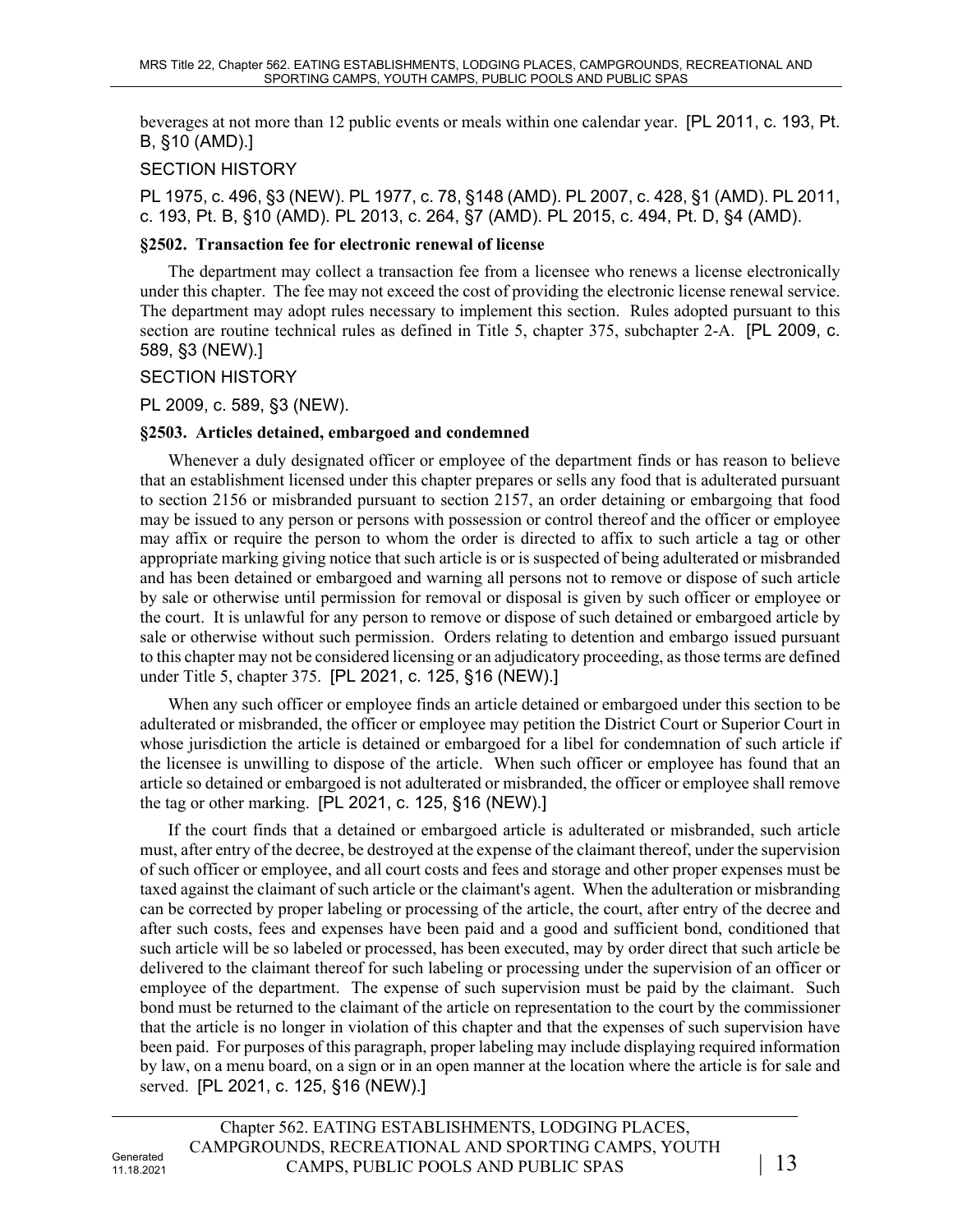beverages at not more than 12 public events or meals within one calendar year. [PL 2011, c. 193, Pt. B, §10 (AMD).]

SECTION HISTORY

PL 1975, c. 496, §3 (NEW). PL 1977, c. 78, §148 (AMD). PL 2007, c. 428, §1 (AMD). PL 2011, c. 193, Pt. B, §10 (AMD). PL 2013, c. 264, §7 (AMD). PL 2015, c. 494, Pt. D, §4 (AMD).

**§2502. Transaction fee for electronic renewal of license**

The department may collect a transaction fee from a licensee who renews a license electronically under this chapter. The fee may not exceed the cost of providing the electronic license renewal service. The department may adopt rules necessary to implement this section. Rules adopted pursuant to this section are routine technical rules as defined in Title 5, chapter 375, subchapter 2-A. [PL 2009, c. 589, §3 (NEW).]

SECTION HISTORY

PL 2009, c. 589, §3 (NEW).

**§2503. Articles detained, embargoed and condemned**

Whenever a duly designated officer or employee of the department finds or has reason to believe that an establishment licensed under this chapter prepares or sells any food that is adulterated pursuant to section 2156 or misbranded pursuant to section 2157, an order detaining or embargoing that food may be issued to any person or persons with possession or control thereof and the officer or employee may affix or require the person to whom the order is directed to affix to such article a tag or other appropriate marking giving notice that such article is or is suspected of being adulterated or misbranded and has been detained or embargoed and warning all persons not to remove or dispose of such article by sale or otherwise until permission for removal or disposal is given by such officer or employee or the court. It is unlawful for any person to remove or dispose of such detained or embargoed article by sale or otherwise without such permission. Orders relating to detention and embargo issued pursuant to this chapter may not be considered licensing or an adjudicatory proceeding, as those terms are defined under Title 5, chapter 375. [PL 2021, c. 125, §16 (NEW).]

When any such officer or employee finds an article detained or embargoed under this section to be adulterated or misbranded, the officer or employee may petition the District Court or Superior Court in whose jurisdiction the article is detained or embargoed for a libel for condemnation of such article if the licensee is unwilling to dispose of the article. When such officer or employee has found that an article so detained or embargoed is not adulterated or misbranded, the officer or employee shall remove the tag or other marking. [PL 2021, c. 125, §16 (NEW).]

If the court finds that a detained or embargoed article is adulterated or misbranded, such article must, after entry of the decree, be destroyed at the expense of the claimant thereof, under the supervision of such officer or employee, and all court costs and fees and storage and other proper expenses must be taxed against the claimant of such article or the claimant's agent. When the adulteration or misbranding can be corrected by proper labeling or processing of the article, the court, after entry of the decree and after such costs, fees and expenses have been paid and a good and sufficient bond, conditioned that such article will be so labeled or processed, has been executed, may by order direct that such article be delivered to the claimant thereof for such labeling or processing under the supervision of an officer or employee of the department. The expense of such supervision must be paid by the claimant. Such bond must be returned to the claimant of the article on representation to the court by the commissioner that the article is no longer in violation of this chapter and that the expenses of such supervision have been paid. For purposes of this paragraph, proper labeling may include displaying required information by law, on a menu board, on a sign or in an open manner at the location where the article is for sale and served. [PL 2021, c. 125, §16 (NEW).]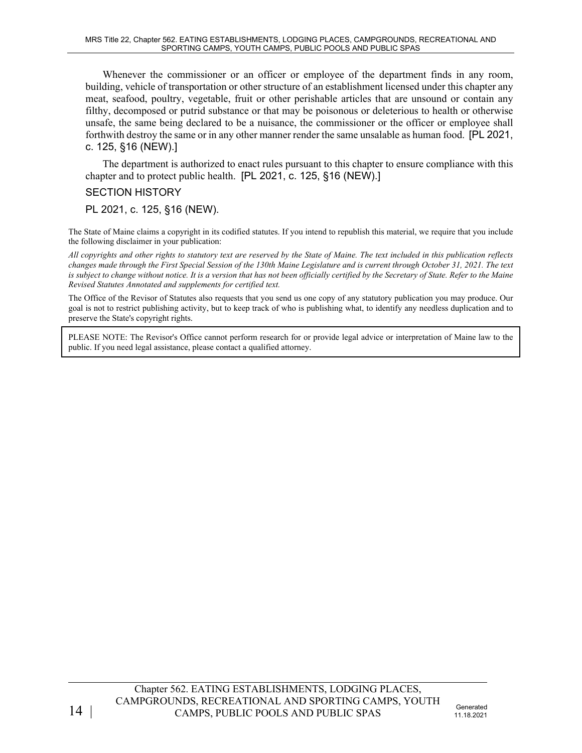Whenever the commissioner or an officer or employee of the department finds in any room, building, vehicle of transportation or other structure of an establishment licensed under this chapter any meat, seafood, poultry, vegetable, fruit or other perishable articles that are unsound or contain any filthy, decomposed or putrid substance or that may be poisonous or deleterious to health or otherwise unsafe, the same being declared to be a nuisance, the commissioner or the officer or employee shall forthwith destroy the same or in any other manner render the same unsalable as human food. [PL 2021, c. 125, §16 (NEW).]

The department is authorized to enact rules pursuant to this chapter to ensure compliance with this chapter and to protect public health. [PL 2021, c. 125, §16 (NEW).]

SECTION HISTORY

PL 2021, c. 125, §16 (NEW).

The State of Maine claims a copyright in its codified statutes. If you intend to republish this material, we require that you include the following disclaimer in your publication:

*All copyrights and other rights to statutory text are reserved by the State of Maine. The text included in this publication reflects changes made through the First Special Session of the 130th Maine Legislature and is current through October 31, 2021. The text is subject to change without notice. It is a version that has not been officially certified by the Secretary of State. Refer to the Maine Revised Statutes Annotated and supplements for certified text.*

The Office of the Revisor of Statutes also requests that you send us one copy of any statutory publication you may produce. Our goal is not to restrict publishing activity, but to keep track of who is publishing what, to identify any needless duplication and to preserve the State's copyright rights.

PLEASE NOTE: The Revisor's Office cannot perform research for or provide legal advice or interpretation of Maine law to the public. If you need legal assistance, please contact a qualified attorney.